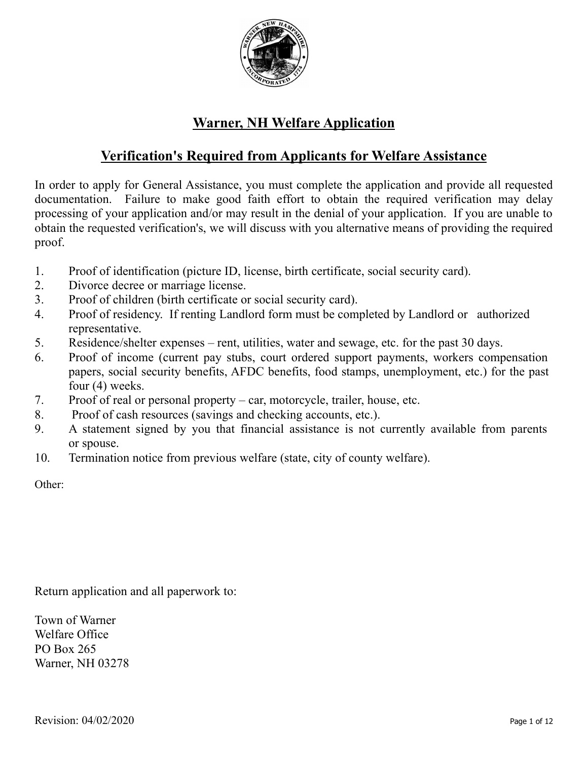# Warner, NH Welfare Application

## Verification's Required from Applicants for Welfare Assistance

In order to apply for General Assistance, you must complete the application and provide all requested documentation. Failure to make good faith effort to obtain the required verification may delay processing of your application and/or may result in the denial of your application. If you are unable to obtain the requested verification's, we will discuss with you alternative means of providing the required proof.

1. Proof of identification (picture ID, license, birth certificate, social security card).
2. Divorce decree or marriage license.
3. Proof of children (birth certificate or social security card).
4. Proof of residency. If renting Landlord form must be completed by Landlord or authorized representative.
5. Residence/shelter expenses – rent, utilities, water and sewage, etc. for the past 30 days.
6. Proof of income (current pay stubs, court ordered support payments, workers compensation papers, social security benefits, AFDC benefits, food stamps, unemployment, etc.) for the past four (4) weeks.
7. Proof of real or personal property – car, motorcycle, trailer, house, etc.
8. Proof of cash resources (savings and checking accounts, etc.).
9. A statement signed by you that financial assistance is not currently available from parents or spouse.
10. Termination notice from previous welfare (state, city of county welfare).

Other:

Return application and all paperwork to:

Town of Warner
Welfare Office
PO Box 265
Warner, NH 03278

Revision: 04/02/2020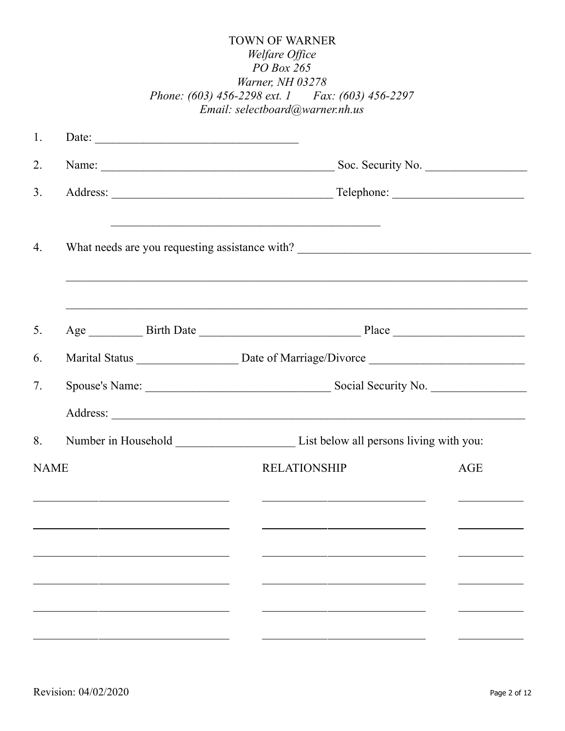TOWN OF WARNER
*Welfare Office*
*PO Box 265*
*Warner, NH 03278*
*Phone: (603) 456-2298 ext. 1     Fax: (603) 456-2297*
*Email: selectboard@warner.nh.us*

1. Date: ______________________________

2. Name: ____________________________________ Soc. Security No. _______________

3. Address: _________________________________ Telephone: ____________________

   _________________________________________

4. What needs are you requesting assistance with? ___________________________________

   ______________________________________________________________________

   ______________________________________________________________________

5. Age ________ Birth Date _________________________ Place ____________________

6. Marital Status ________________ Date of Marriage/Divorce _______________________

7. Spouse's Name: ____________________________ Social Security No. ______________

   Address: ______________________________________________________________

8. Number in Household __________________ List below all persons living with you:

| NAME | RELATIONSHIP | AGE |
| --- | --- | --- |
| | | |
| | | |
| | | |
| | | |
| | | |
| | | |

Revision: 04/02/2020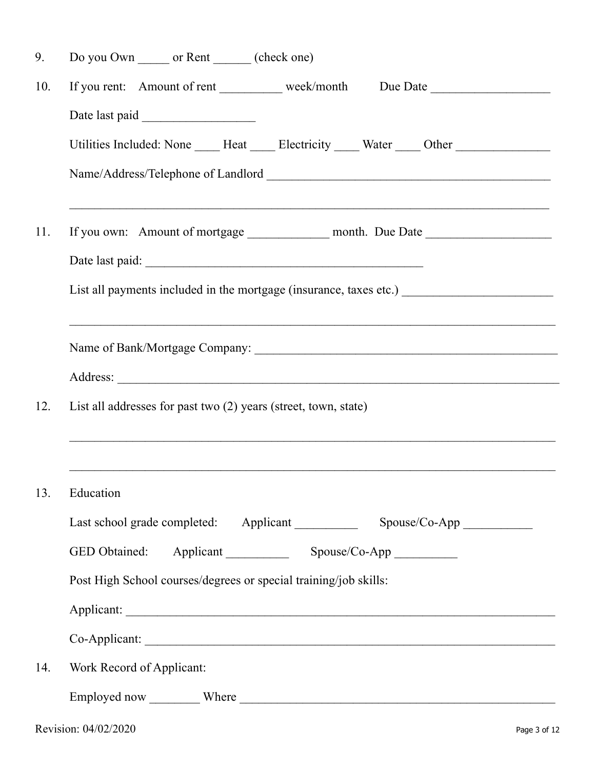9. Do you Own _____ or Rent ______ (check one)

10. If you rent: Amount of rent __________ week/month Due Date ___________________

    Date last paid __________________

    Utilities Included: None ____ Heat ____ Electricity ____ Water ____ Other _______________

    Name/Address/Telephone of Landlord _____________________________________________

    ___________________________________________________________________________

11. If you own: Amount of mortgage _____________ month. Due Date ____________________

    Date last paid: ____________________________________________

    List all payments included in the mortgage (insurance, taxes etc.) ________________________

    ___________________________________________________________________________

    Name of Bank/Mortgage Company: __________________________________________________

    Address: ___________________________________________________________________

12. List all addresses for past two (2) years (street, town, state)

    ___________________________________________________________________________

    ___________________________________________________________________________

13. Education

    Last school grade completed: Applicant __________ Spouse/Co-App ___________

    GED Obtained: Applicant __________ Spouse/Co-App __________

    Post High School courses/degrees or special training/job skills:

    Applicant: __________________________________________________________________

    Co-Applicant: _______________________________________________________________

14. Work Record of Applicant:

    Employed now ________ Where ____________________________________________________

Revision: 04/02/2020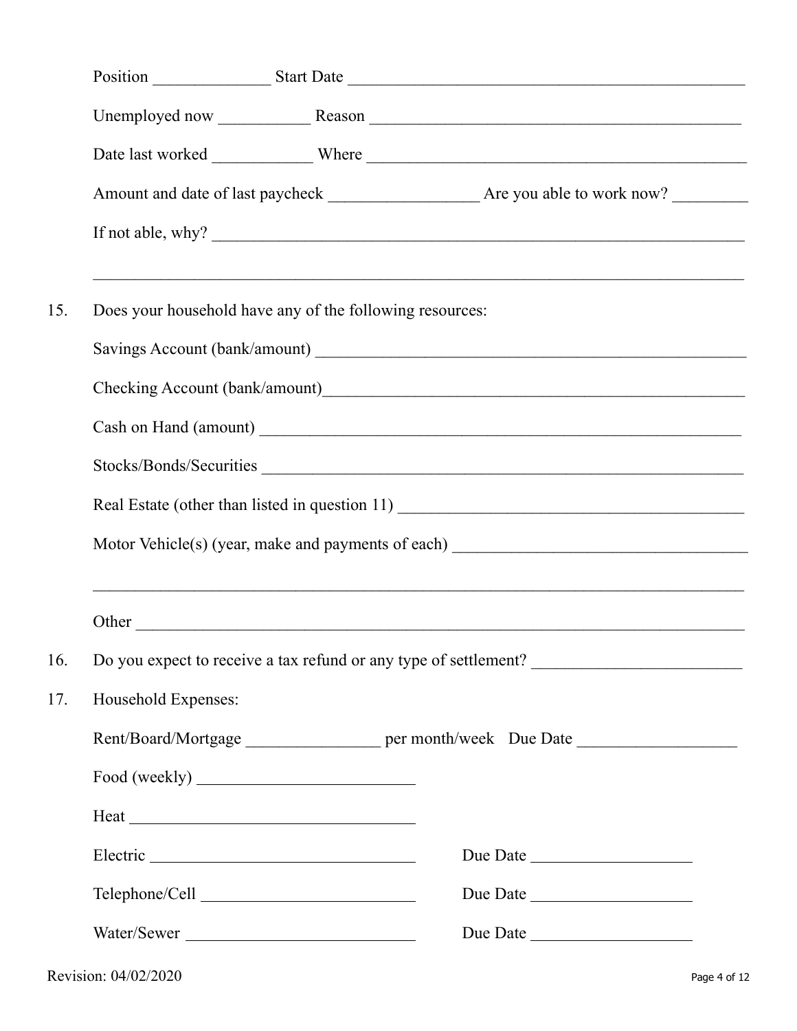Position ______________ Start Date ________________________________________________

Unemployed now ___________ Reason ____________________________________________

Date last worked ____________ Where _______________________________________________

Amount and date of last paycheck __________________ Are you able to work now? _________

If not able, why? ___________________________________________________________________

_____________________________________________________________________________

15. Does your household have any of the following resources:

    Savings Account (bank/amount) _____________________________________________________

    Checking Account (bank/amount)____________________________________________________

    Cash on Hand (amount) __________________________________________________________

    Stocks/Bonds/Securities __________________________________________________________

    Real Estate (other than listed in question 11) _________________________________________

    Motor Vehicle(s) (year, make and payments of each) ___________________________________

    _____________________________________________________________________________

    Other ________________________________________________________________________

16. Do you expect to receive a tax refund or any type of settlement? _________________________

17. Household Expenses:

    Rent/Board/Mortgage ________________ per month/week Due Date ___________________

    Food (weekly) __________________________

    Heat ___________________________________

    Electric ________________________________ Due Date ____________________

    Telephone/Cell __________________________ Due Date ____________________

    Water/Sewer ____________________________ Due Date ____________________

Revision: 04/02/2020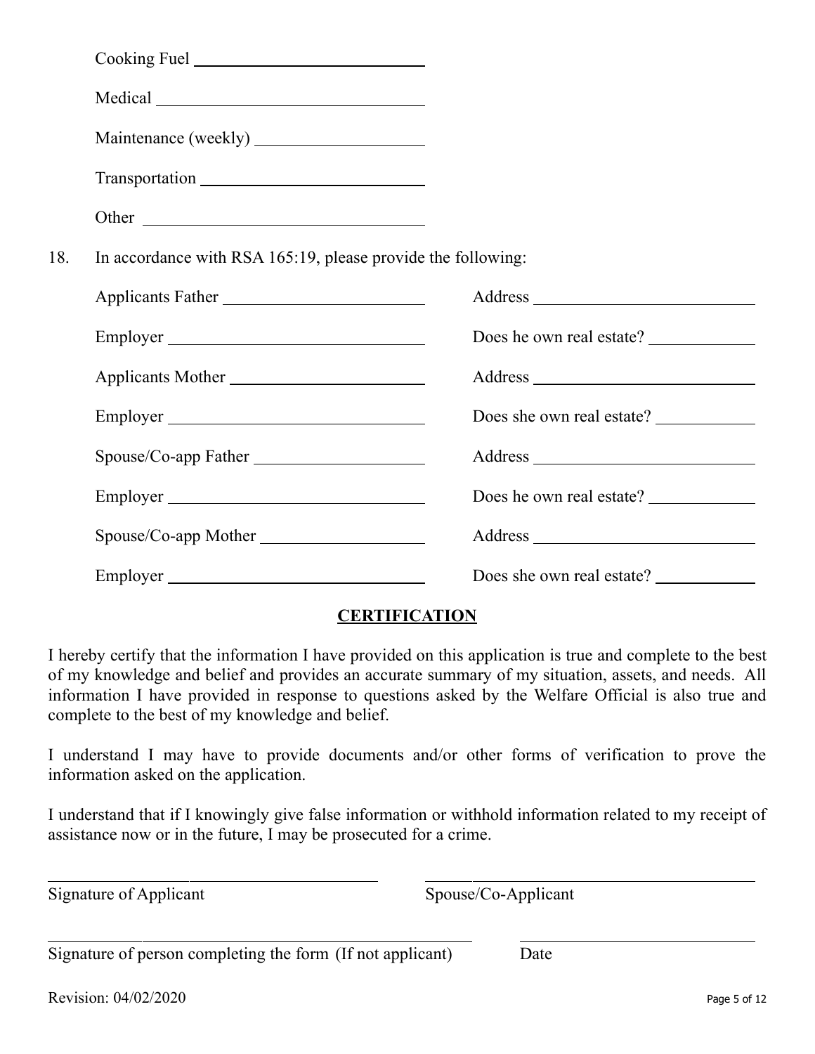Cooking Fuel ____________________________

Medical ________________________________

Maintenance (weekly) ____________________

Transportation __________________________

Other _________________________________

18. In accordance with RSA 165:19, please provide the following:

| | |
|---|---|
| Applicants Father ________________________ | Address __________________________ |
| Employer ________________________________ | Does he own real estate? ____________ |
| Applicants Mother ________________________ | Address __________________________ |
| Employer ________________________________ | Does she own real estate? ___________ |
| Spouse/Co-app Father _____________________ | Address __________________________ |
| Employer ________________________________ | Does he own real estate? ____________ |
| Spouse/Co-app Mother _____________________ | Address __________________________ |
| Employer ________________________________ | Does she own real estate? ___________ |

## CERTIFICATION

I hereby certify that the information I have provided on this application is true and complete to the best of my knowledge and belief and provides an accurate summary of my situation, assets, and needs. All information I have provided in response to questions asked by the Welfare Official is also true and complete to the best of my knowledge and belief.

I understand I may have to provide documents and/or other forms of verification to prove the information asked on the application.

I understand that if I knowingly give false information or withhold information related to my receipt of assistance now or in the future, I may be prosecuted for a crime.

_______________________________________ &nbsp;&nbsp;&nbsp; _______________________________________
Signature of Applicant &nbsp;&nbsp;&nbsp; Spouse/Co-Applicant

_______________________________________ &nbsp;&nbsp;&nbsp; ____________________________
Signature of person completing the form (If not applicant) &nbsp;&nbsp;&nbsp; Date

Revision: 04/02/2020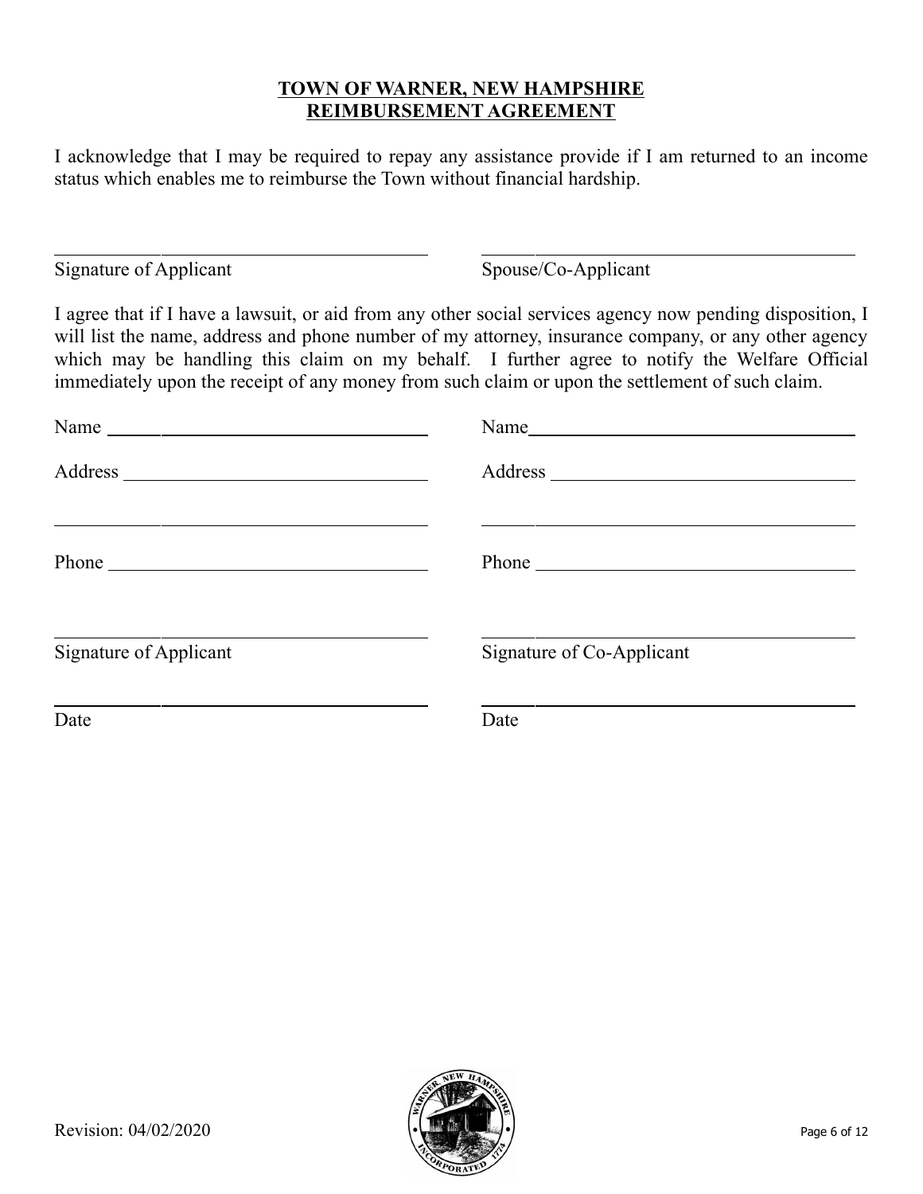**TOWN OF WARNER, NEW HAMPSHIRE**
**REIMBURSEMENT AGREEMENT**

I acknowledge that I may be required to repay any assistance provide if I am returned to an income status which enables me to reimburse the Town without financial hardship.

| ______________________________ | ______________________________ |
|---|---|
| Signature of Applicant | Spouse/Co-Applicant |

I agree that if I have a lawsuit, or aid from any other social services agency now pending disposition, I will list the name, address and phone number of my attorney, insurance company, or any other agency which may be handling this claim on my behalf. I further agree to notify the Welfare Official immediately upon the receipt of any money from such claim or upon the settlement of such claim.

| | |
|---|---|
| Name ______________________________ | Name ______________________________ |
| Address ____________________________ | Address ____________________________ |
| ______________________________ | ______________________________ |
| Phone ______________________________ | Phone ______________________________ |
| ______________________________ | ______________________________ |
| Signature of Applicant | Signature of Co-Applicant |
| ______________________________ | ______________________________ |
| Date | Date |

Revision: 04/02/2020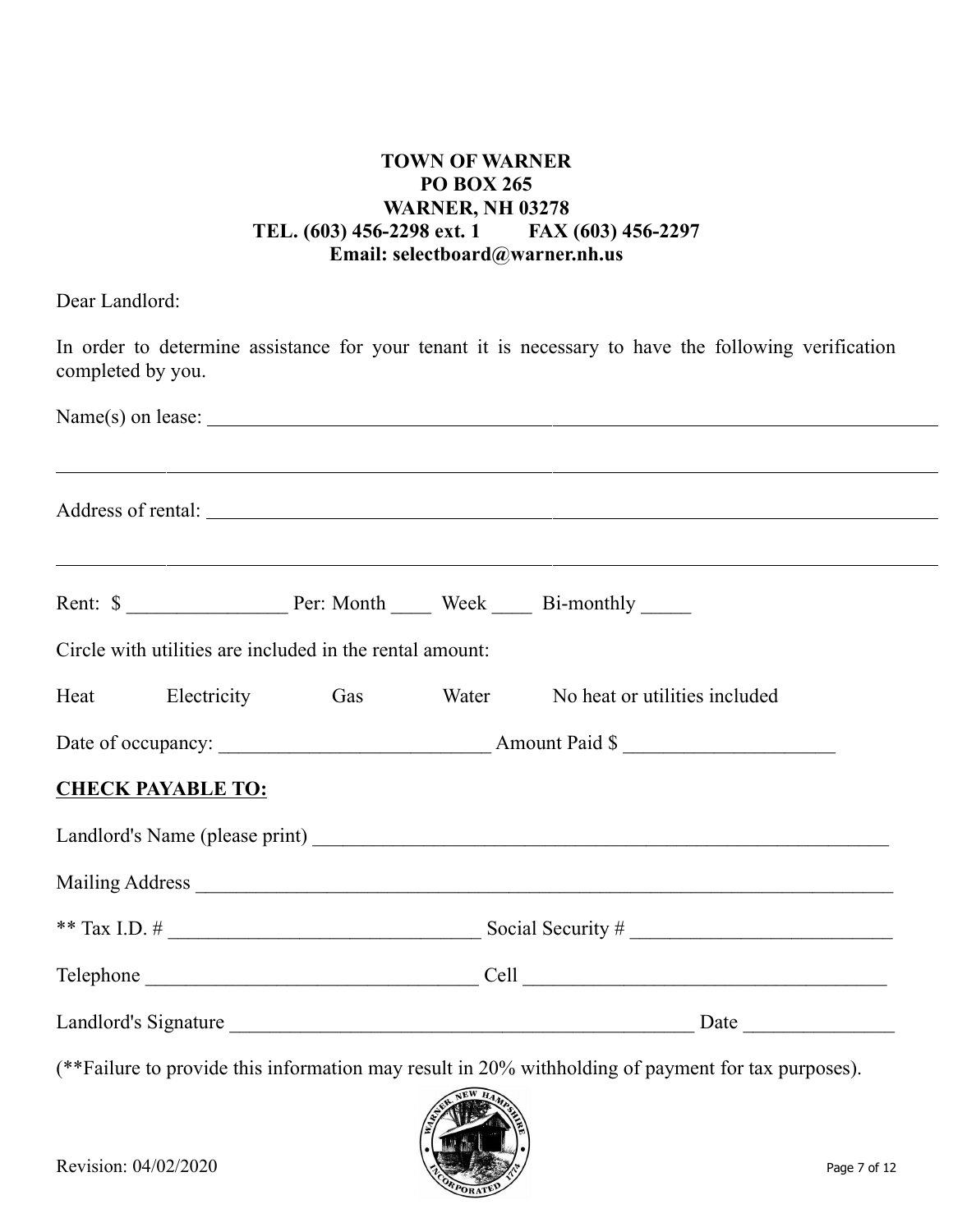**TOWN OF WARNER**
**PO BOX 265**
**WARNER, NH 03278**
**TEL. (603) 456-2298 ext. 1     FAX (603) 456-2297**
**Email: selectboard@warner.nh.us**

Dear Landlord:

In order to determine assistance for your tenant it is necessary to have the following verification completed by you.

Name(s) on lease: ______________________________________________________________________________

______________________________________________________________________________

Address of rental: ______________________________________________________________________________

______________________________________________________________________________

Rent: $ ________________ Per: Month ____ Week ____ Bi-monthly _____

Circle with utilities are included in the rental amount:

Heat     Electricity     Gas     Water     No heat or utilities included

Date of occupancy: ___________________________ Amount Paid $ _____________________

**CHECK PAYABLE TO:**

Landlord's Name (please print) ____________________________________________________________

Mailing Address _________________________________________________________________________

** Tax I.D. # ________________________________ Social Security # __________________________

Telephone __________________________________ Cell _____________________________________

Landlord's Signature ________________________________________________ Date _______________

(**Failure to provide this information may result in 20% withholding of payment for tax purposes).

Revision: 04/02/2020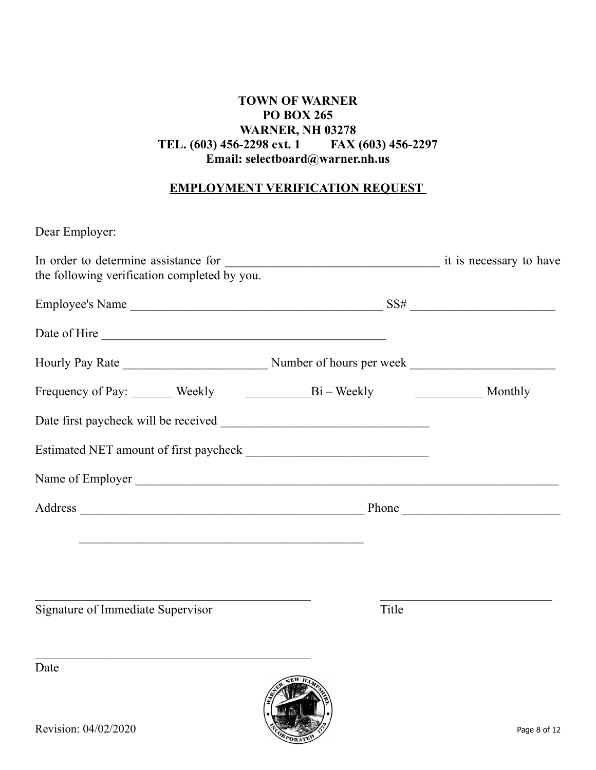**TOWN OF WARNER**
**PO BOX 265**
**WARNER, NH 03278**
**TEL. (603) 456-2298 ext. 1 FAX (603) 456-2297**
**Email: selectboard@warner.nh.us**

## EMPLOYMENT VERIFICATION REQUEST

Dear Employer:

In order to determine assistance for ___________________________________ it is necessary to have the following verification completed by you.

Employee's Name _________________________________________ SS# _______________________

Date of Hire ________________________________________________

Hourly Pay Rate _______________________ Number of hours per week _______________________

Frequency of Pay: _______ Weekly __________Bi – Weekly __________ Monthly

Date first paycheck will be received _________________________________

Estimated NET amount of first paycheck _____________________________

Name of Employer ________________________________________________________________________

Address _______________________________________________ Phone _________________________

_______________________________________________

_______________________________________________ _____________________________

Signature of Immediate Supervisor Title

_______________________________________________

Date

Revision: 04/02/2020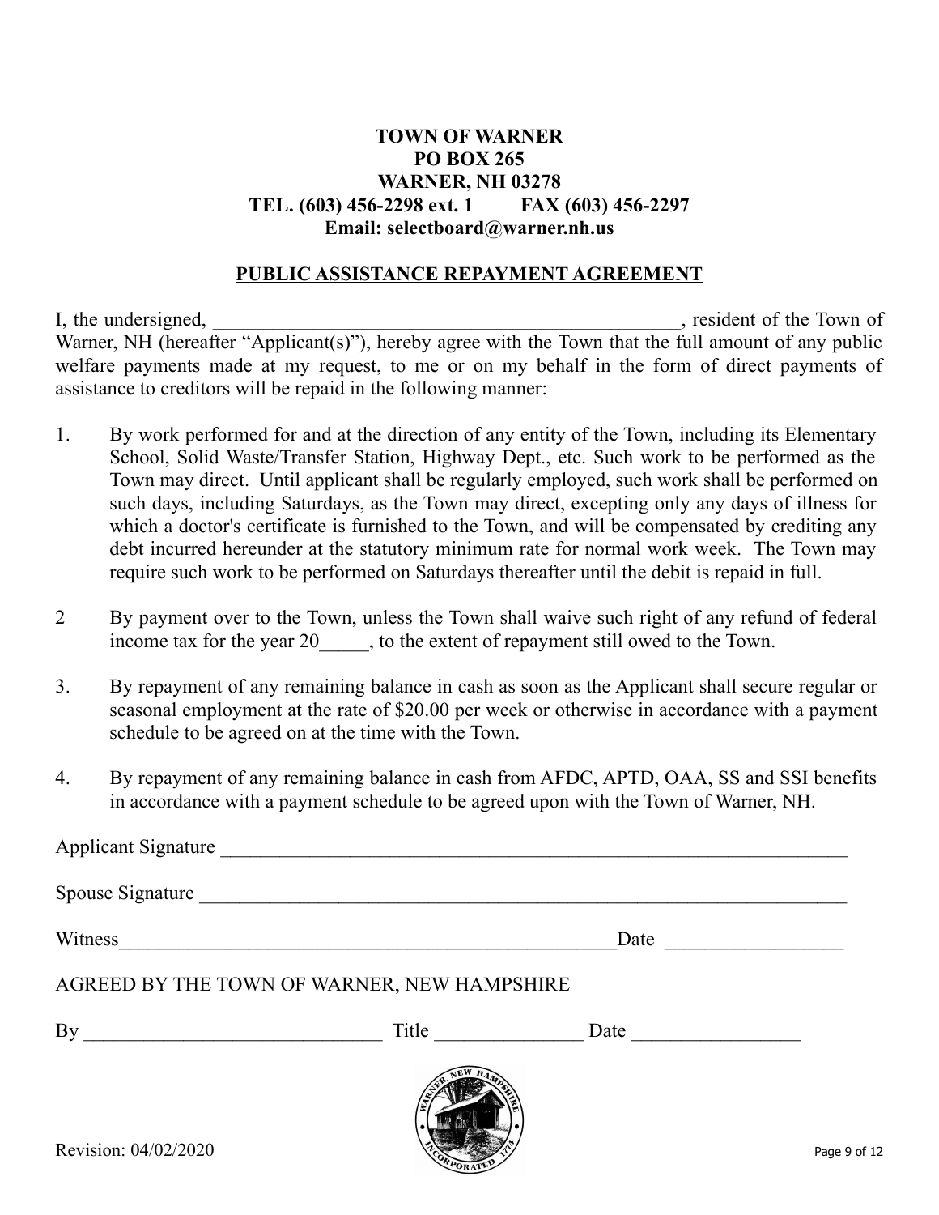**TOWN OF WARNER**
**PO BOX 265**
**WARNER, NH 03278**
**TEL. (603) 456-2298 ext. 1 FAX (603) 456-2297**
**Email: selectboard@warner.nh.us**

## PUBLIC ASSISTANCE REPAYMENT AGREEMENT

I, the undersigned, _______________________________________________, resident of the Town of Warner, NH (hereafter "Applicant(s)"), hereby agree with the Town that the full amount of any public welfare payments made at my request, to me or on my behalf in the form of direct payments of assistance to creditors will be repaid in the following manner:

1. By work performed for and at the direction of any entity of the Town, including its Elementary School, Solid Waste/Transfer Station, Highway Dept., etc. Such work to be performed as the Town may direct. Until applicant shall be regularly employed, such work shall be performed on such days, including Saturdays, as the Town may direct, excepting only any days of illness for which a doctor's certificate is furnished to the Town, and will be compensated by crediting any debt incurred hereunder at the statutory minimum rate for normal work week. The Town may require such work to be performed on Saturdays thereafter until the debit is repaid in full.

2 By payment over to the Town, unless the Town shall waive such right of any refund of federal income tax for the year 20_____, to the extent of repayment still owed to the Town.

3. By repayment of any remaining balance in cash as soon as the Applicant shall secure regular or seasonal employment at the rate of $20.00 per week or otherwise in accordance with a payment schedule to be agreed on at the time with the Town.

4. By repayment of any remaining balance in cash from AFDC, APTD, OAA, SS and SSI benefits in accordance with a payment schedule to be agreed upon with the Town of Warner, NH.

Applicant Signature _______________________________________________

Spouse Signature _______________________________________________

Witness_______________________________________________Date _________________

AGREED BY THE TOWN OF WARNER, NEW HAMPSHIRE

By ______________________________ Title ______________ Date ________________

Revision: 04/02/2020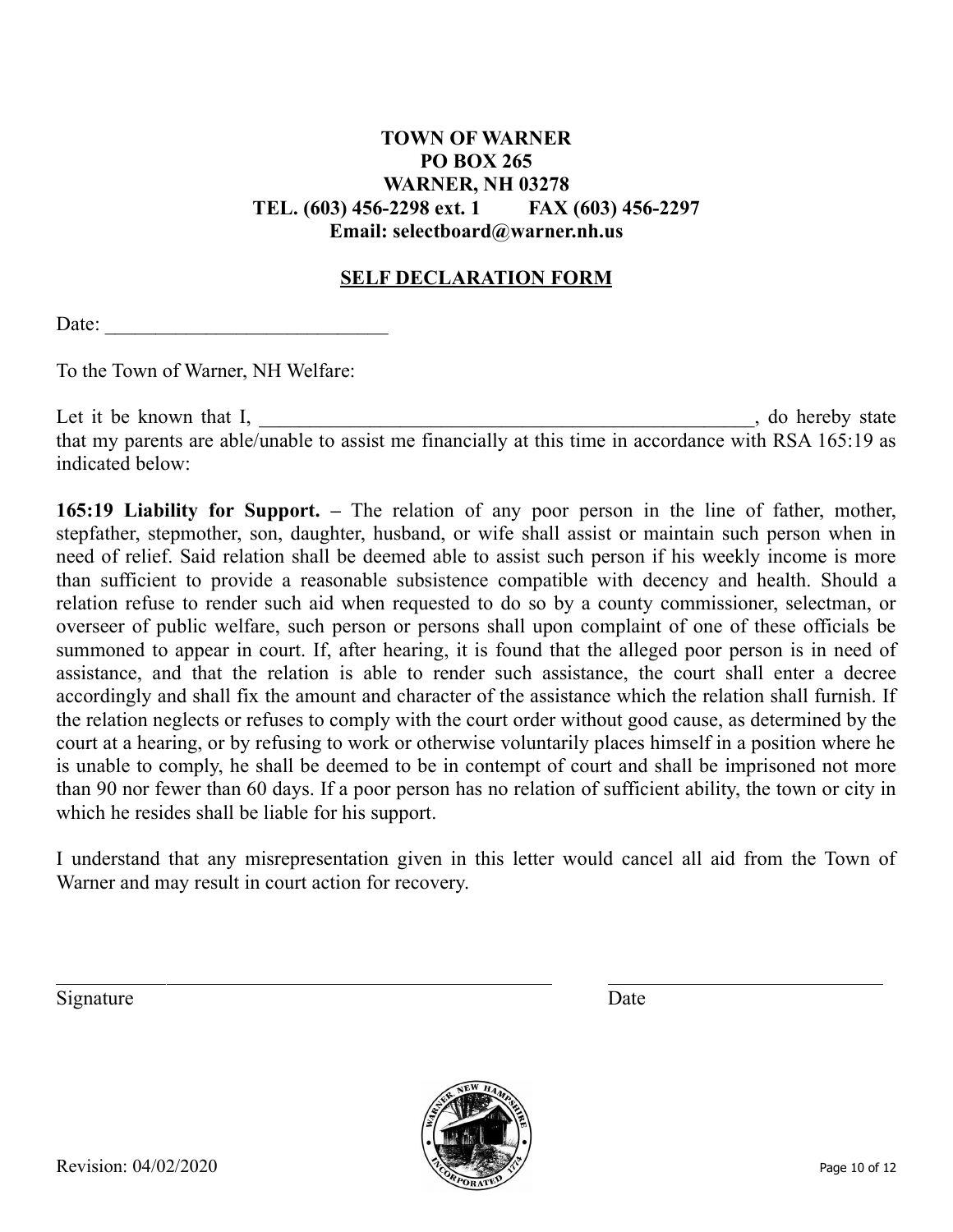**TOWN OF WARNER**
**PO BOX 265**
**WARNER, NH 03278**
**TEL. (603) 456-2298 ext. 1 FAX (603) 456-2297**
**Email: selectboard@warner.nh.us**

## SELF DECLARATION FORM

Date: ____________________________

To the Town of Warner, NH Welfare:

Let it be known that I, ____________________________________________________, do hereby state that my parents are able/unable to assist me financially at this time in accordance with RSA 165:19 as indicated below:

**165:19 Liability for Support. –** The relation of any poor person in the line of father, mother, stepfather, stepmother, son, daughter, husband, or wife shall assist or maintain such person when in need of relief. Said relation shall be deemed able to assist such person if his weekly income is more than sufficient to provide a reasonable subsistence compatible with decency and health. Should a relation refuse to render such aid when requested to do so by a county commissioner, selectman, or overseer of public welfare, such person or persons shall upon complaint of one of these officials be summoned to appear in court. If, after hearing, it is found that the alleged poor person is in need of assistance, and that the relation is able to render such assistance, the court shall enter a decree accordingly and shall fix the amount and character of the assistance which the relation shall furnish. If the relation neglects or refuses to comply with the court order without good cause, as determined by the court at a hearing, or by refusing to work or otherwise voluntarily places himself in a position where he is unable to comply, he shall be deemed to be in contempt of court and shall be imprisoned not more than 90 nor fewer than 60 days. If a poor person has no relation of sufficient ability, the town or city in which he resides shall be liable for his support.

I understand that any misrepresentation given in this letter would cancel all aid from the Town of Warner and may result in court action for recovery.

______________________________________________ ____________________________

Signature Date

Revision: 04/02/2020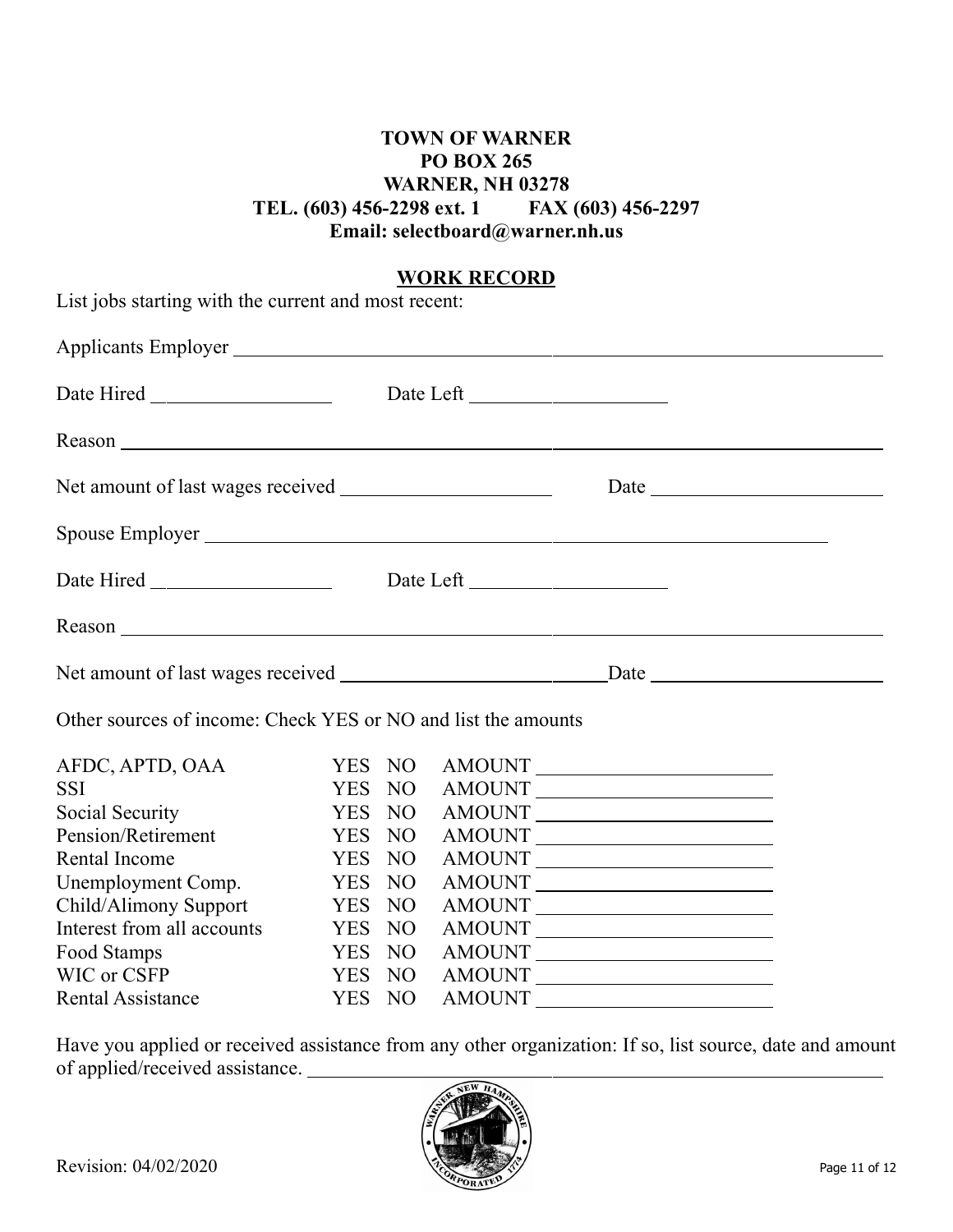**TOWN OF WARNER**
**PO BOX 265**
**WARNER, NH 03278**
**TEL. (603) 456-2298 ext. 1 FAX (603) 456-2297**
**Email: selectboard@warner.nh.us**

## WORK RECORD

List jobs starting with the current and most recent:

Applicants Employer ______________________________________________

Date Hired ________________ Date Left ________________

Reason ______________________________________________

Net amount of last wages received ________________ Date ________________

Spouse Employer ______________________________________________

Date Hired ________________ Date Left ________________

Reason ______________________________________________

Net amount of last wages received ________________ Date ________________

Other sources of income: Check YES or NO and list the amounts

| | | | |
|---|---|---|---|
| AFDC, APTD, OAA | YES | NO | AMOUNT ________________ |
| SSI | YES | NO | AMOUNT ________________ |
| Social Security | YES | NO | AMOUNT ________________ |
| Pension/Retirement | YES | NO | AMOUNT ________________ |
| Rental Income | YES | NO | AMOUNT ________________ |
| Unemployment Comp. | YES | NO | AMOUNT ________________ |
| Child/Alimony Support | YES | NO | AMOUNT ________________ |
| Interest from all accounts | YES | NO | AMOUNT ________________ |
| Food Stamps | YES | NO | AMOUNT ________________ |
| WIC or CSFP | YES | NO | AMOUNT ________________ |
| Rental Assistance | YES | NO | AMOUNT ________________ |

Have you applied or received assistance from any other organization: If so, list source, date and amount of applied/received assistance. ______________________________________________

Revision: 04/02/2020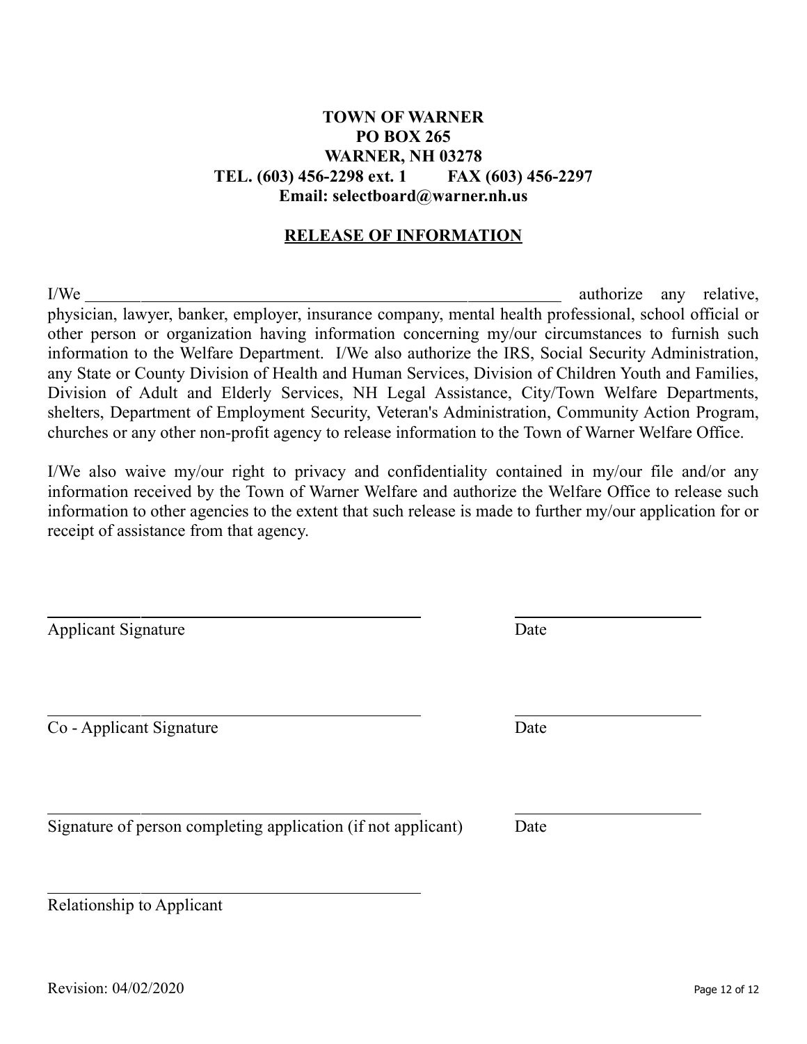**TOWN OF WARNER**
**PO BOX 265**
**WARNER, NH 03278**
**TEL. (603) 456-2298 ext. 1 FAX (603) 456-2297**
**Email: selectboard@warner.nh.us**

## RELEASE OF INFORMATION

I/We \_\_\_\_\_\_\_\_\_\_\_\_\_\_\_\_\_\_\_\_\_\_\_\_\_\_\_\_\_\_\_\_\_\_\_\_\_\_\_\_\_\_\_\_\_\_\_\_\_\_\_\_\_\_\_\_ authorize any relative, physician, lawyer, banker, employer, insurance company, mental health professional, school official or other person or organization having information concerning my/our circumstances to furnish such information to the Welfare Department. I/We also authorize the IRS, Social Security Administration, any State or County Division of Health and Human Services, Division of Children Youth and Families, Division of Adult and Elderly Services, NH Legal Assistance, City/Town Welfare Departments, shelters, Department of Employment Security, Veteran's Administration, Community Action Program, churches or any other non-profit agency to release information to the Town of Warner Welfare Office.

I/We also waive my/our right to privacy and confidentiality contained in my/our file and/or any information received by the Town of Warner Welfare and authorize the Welfare Office to release such information to other agencies to the extent that such release is made to further my/our application for or receipt of assistance from that agency.

\_\_\_\_\_\_\_\_\_\_\_\_\_\_\_\_\_\_\_\_\_\_\_\_\_\_\_\_\_\_\_\_\_\_\_\_\_\_\_\_\_\_ \_\_\_\_\_\_\_\_\_\_\_\_\_\_\_\_\_\_\_\_\_\_\_\_
Applicant Signature Date

\_\_\_\_\_\_\_\_\_\_\_\_\_\_\_\_\_\_\_\_\_\_\_\_\_\_\_\_\_\_\_\_\_\_\_\_\_\_\_\_\_\_ \_\_\_\_\_\_\_\_\_\_\_\_\_\_\_\_\_\_\_\_\_\_\_\_
Co - Applicant Signature Date

\_\_\_\_\_\_\_\_\_\_\_\_\_\_\_\_\_\_\_\_\_\_\_\_\_\_\_\_\_\_\_\_\_\_\_\_\_\_\_\_\_\_ \_\_\_\_\_\_\_\_\_\_\_\_\_\_\_\_\_\_\_\_\_\_\_\_
Signature of person completing application (if not applicant) Date

\_\_\_\_\_\_\_\_\_\_\_\_\_\_\_\_\_\_\_\_\_\_\_\_\_\_\_\_\_\_\_\_\_\_\_\_\_\_\_\_\_\_
Relationship to Applicant

Revision: 04/02/2020